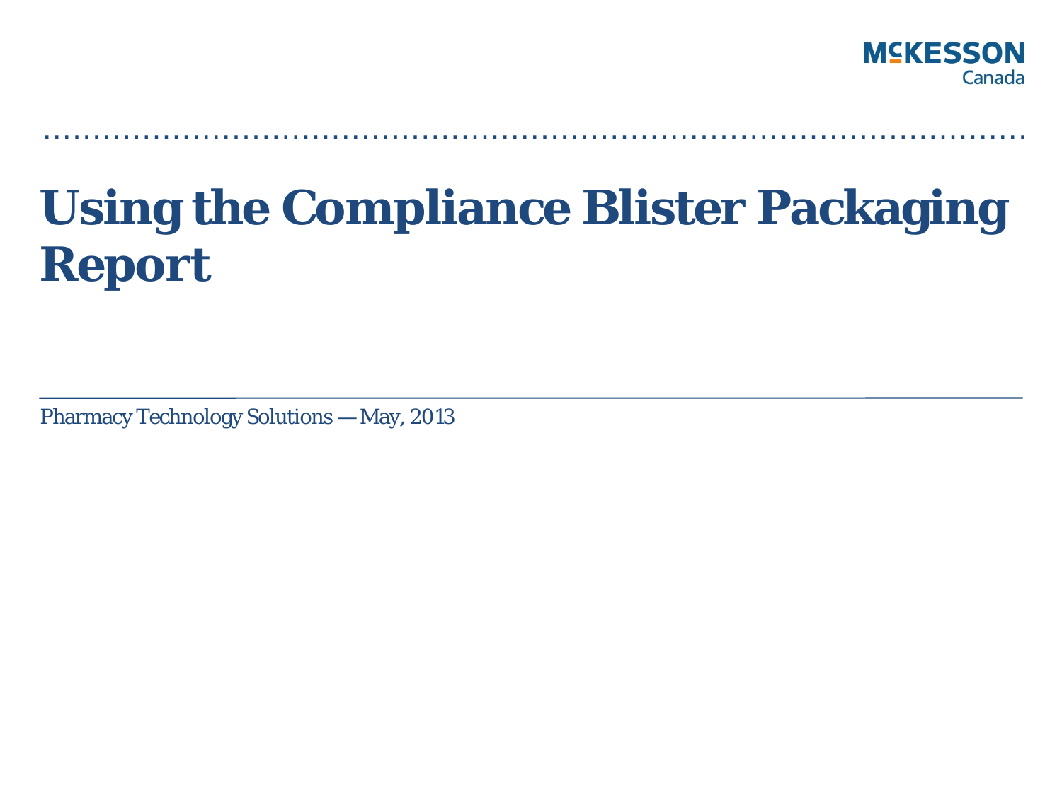McKESSON Canada

# Using the Compliance Blister Packaging Report

Pharmacy Technology Solutions — May, 2013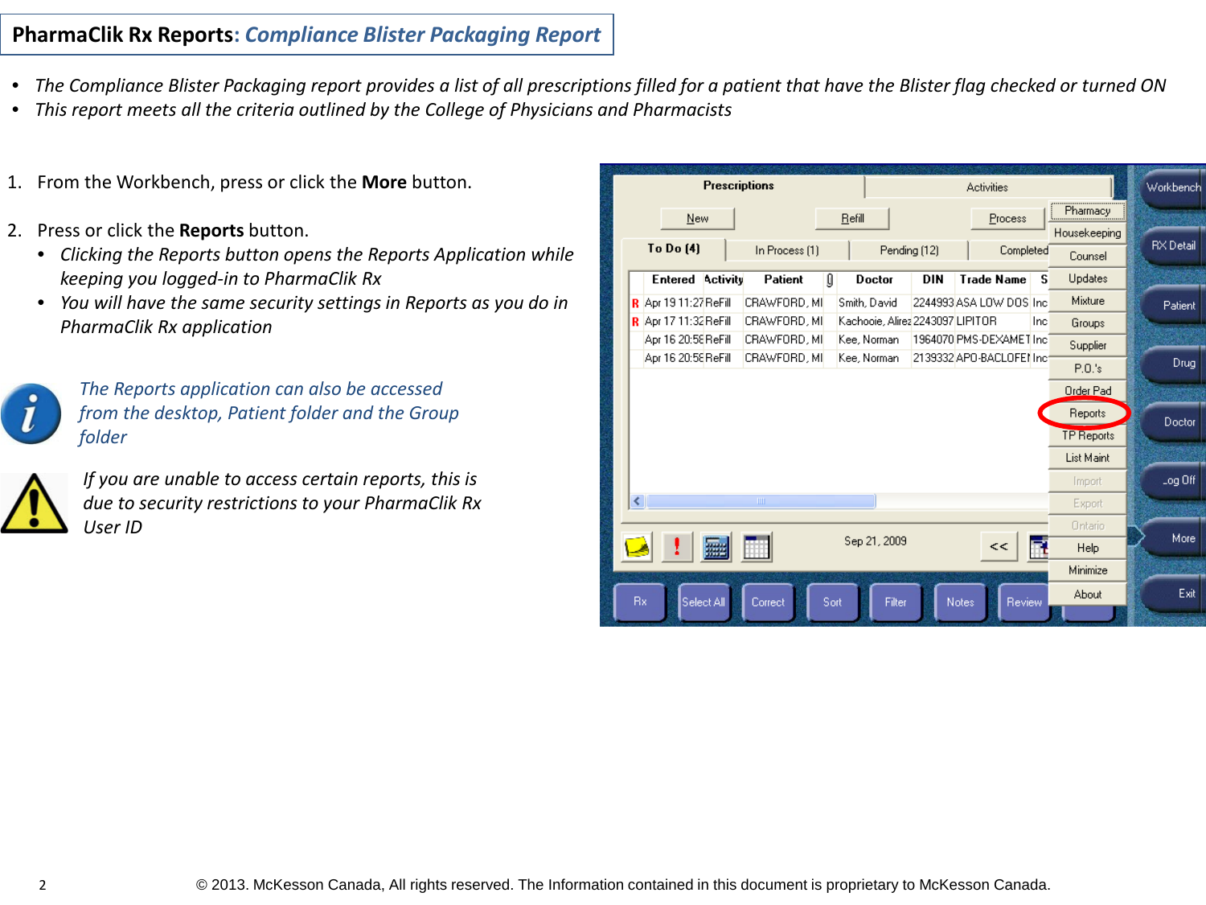# PharmaClik Rx Reports: *Compliance Blister Packaging Report*

- *The Compliance Blister Packaging report provides a list of all prescriptions filled for a patient that have the Blister flag checked or turned ON*
- *This report meets all the criteria outlined by the College of Physicians and Pharmacists*

1. From the Workbench, press or click the **More** button.

2. Press or click the **Reports** button.
   - *Clicking the Reports button opens the Reports Application while keeping you logged-in to PharmaClik Rx*
   - *You will have the same security settings in Reports as you do in PharmaClik Rx application*

*The Reports application can also be accessed from the desktop, Patient folder and the Group folder*

*If you are unable to access certain reports, this is due to security restrictions to your PharmaClik Rx User ID*

© 2013. McKesson Canada, All rights reserved. The Information contained in this document is proprietary to McKesson Canada.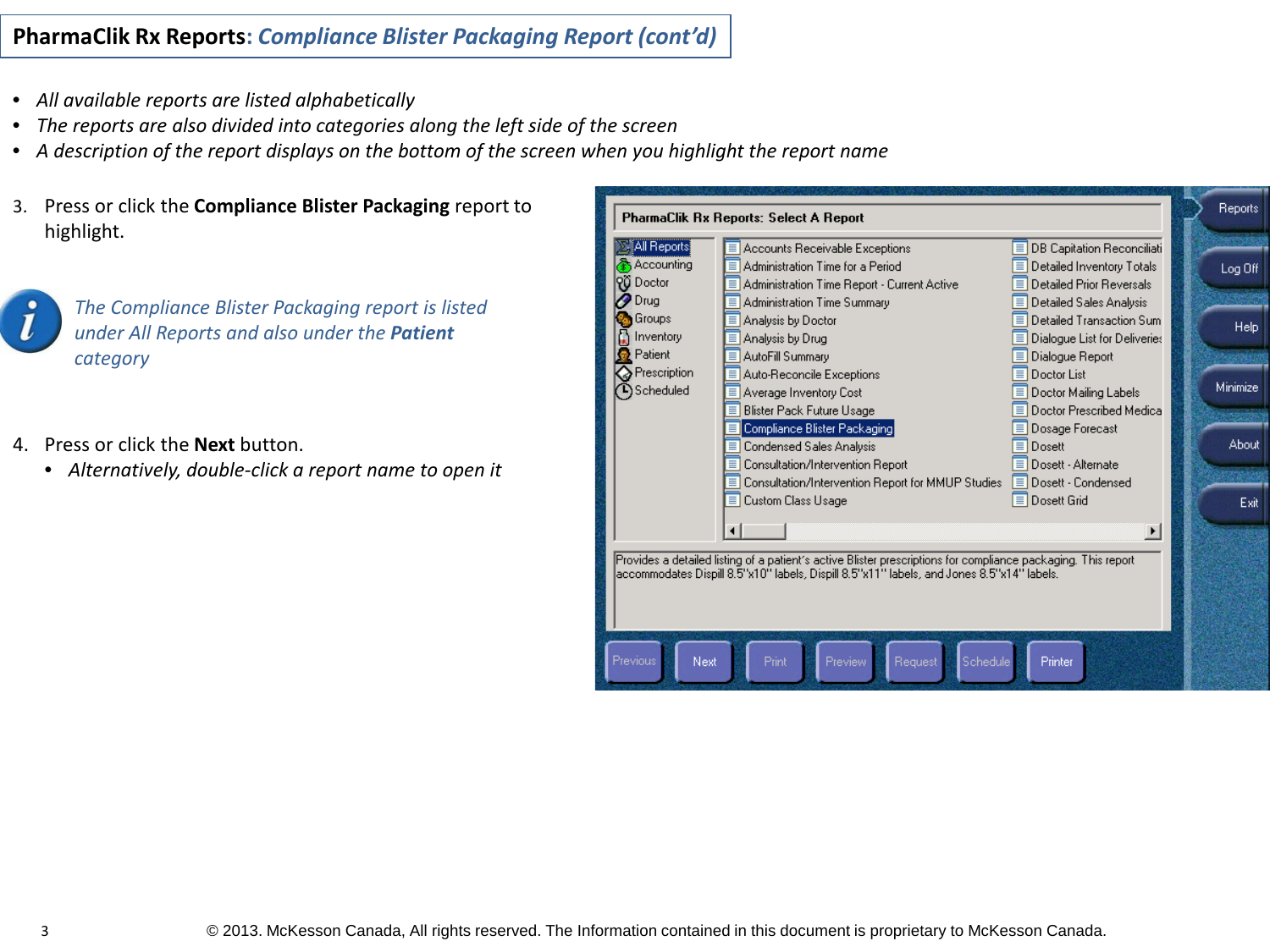# **PharmaClik Rx Reports**: *Compliance Blister Packaging Report (cont'd)*

- *All available reports are listed alphabetically*
- *The reports are also divided into categories along the left side of the screen*
- *A description of the report displays on the bottom of the screen when you highlight the report name*

3. Press or click the **Compliance Blister Packaging** report to highlight.

*The Compliance Blister Packaging report is listed under All Reports and also under the* ***Patient*** *category*

4. Press or click the **Next** button.
   - *Alternatively, double-click a report name to open it*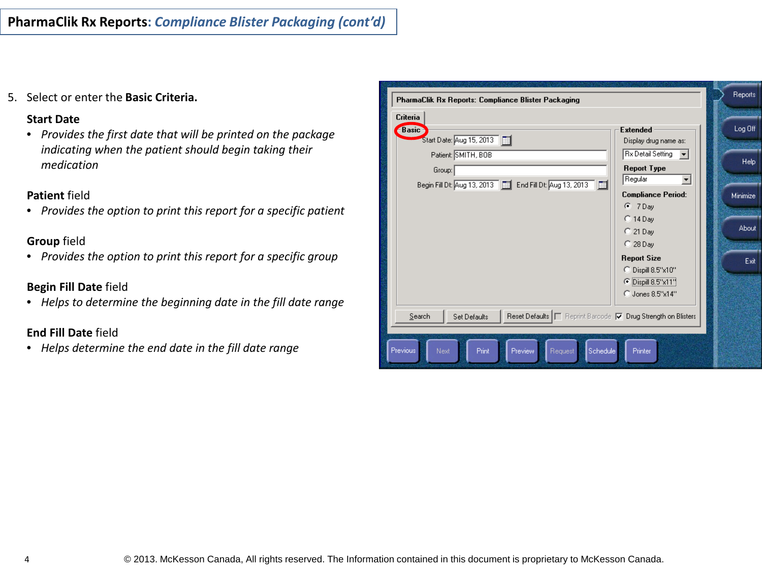# PharmaClik Rx Reports: *Compliance Blister Packaging (cont'd)*

5. Select or enter the **Basic Criteria.**

**Start Date**

- *Provides the first date that will be printed on the package indicating when the patient should begin taking their medication*

**Patient** field

- *Provides the option to print this report for a specific patient*

**Group** field

- *Provides the option to print this report for a specific group*

**Begin Fill Date** field

- *Helps to determine the beginning date in the fill date range*

**End Fill Date** field

- *Helps determine the end date in the fill date range*

© 2013. McKesson Canada, All rights reserved. The Information contained in this document is proprietary to McKesson Canada.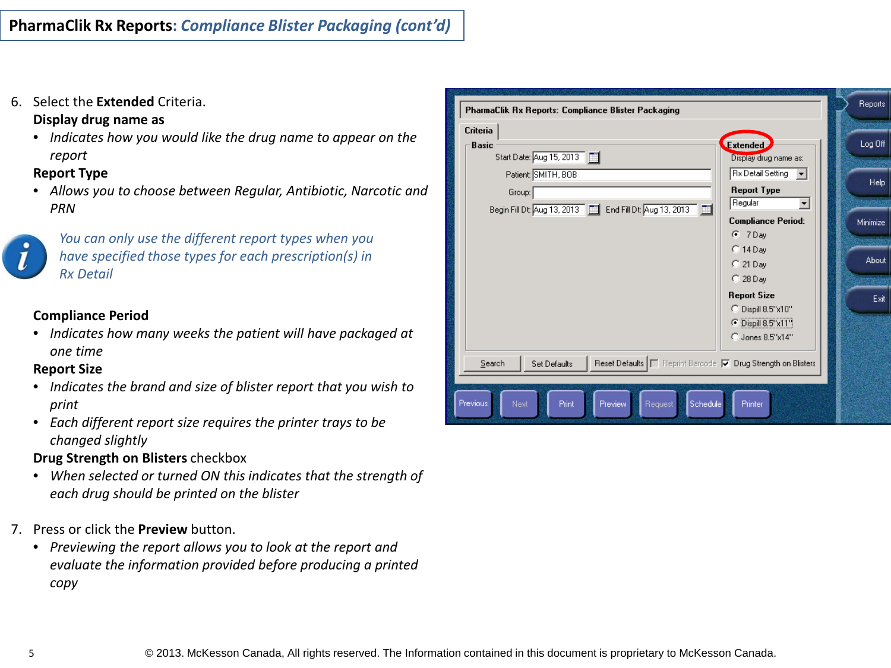# PharmaClik Rx Reports: *Compliance Blister Packaging (cont'd)*

6. Select the **Extended** Criteria.

   **Display drug name as**
   - *Indicates how you would like the drug name to appear on the report*

   **Report Type**
   - *Allows you to choose between Regular, Antibiotic, Narcotic and PRN*

   *You can only use the different report types when you have specified those types for each prescription(s) in Rx Detail*

   **Compliance Period**
   - *Indicates how many weeks the patient will have packaged at one time*

   **Report Size**
   - *Indicates the brand and size of blister report that you wish to print*
   - *Each different report size requires the printer trays to be changed slightly*

   **Drug Strength on Blisters** checkbox
   - *When selected or turned ON this indicates that the strength of each drug should be printed on the blister*

7. Press or click the **Preview** button.
   - *Previewing the report allows you to look at the report and evaluate the information provided before producing a printed copy*

© 2013. McKesson Canada, All rights reserved. The Information contained in this document is proprietary to McKesson Canada.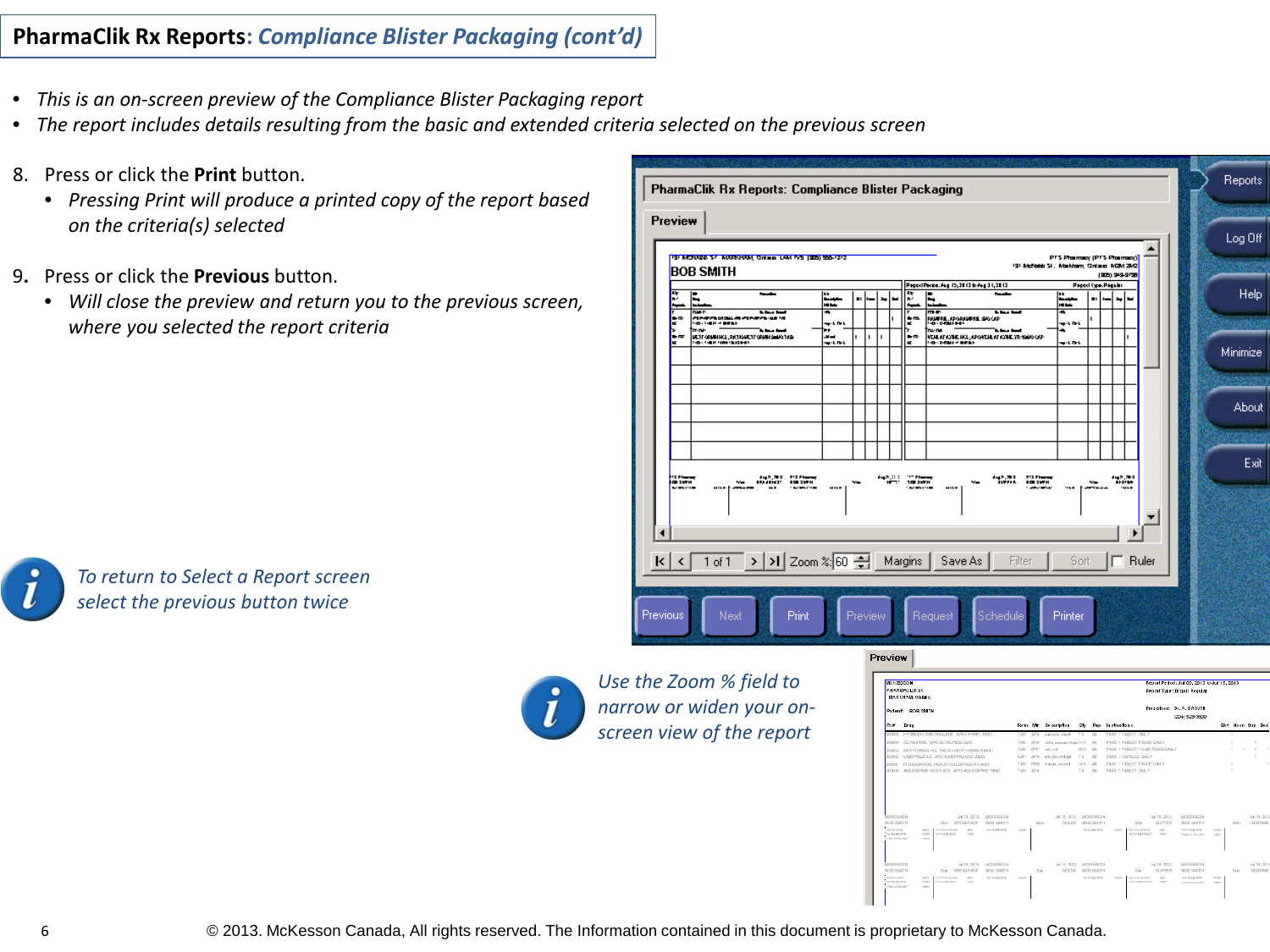# PharmaClik Rx Reports: *Compliance Blister Packaging (cont'd)*

- *This is an on-screen preview of the Compliance Blister Packaging report*
- *The report includes details resulting from the basic and extended criteria selected on the previous screen*

8. Press or click the **Print** button.
   - *Pressing Print will produce a printed copy of the report based on the criteria(s) selected*

9. Press or click the **Previous** button.
   - *Will close the preview and return you to the previous screen, where you selected the report criteria*

*To return to Select a Report screen select the previous button twice*

*Use the Zoom % field to narrow or widen your on-screen view of the report*

© 2013. McKesson Canada, All rights reserved. The Information contained in this document is proprietary to McKesson Canada.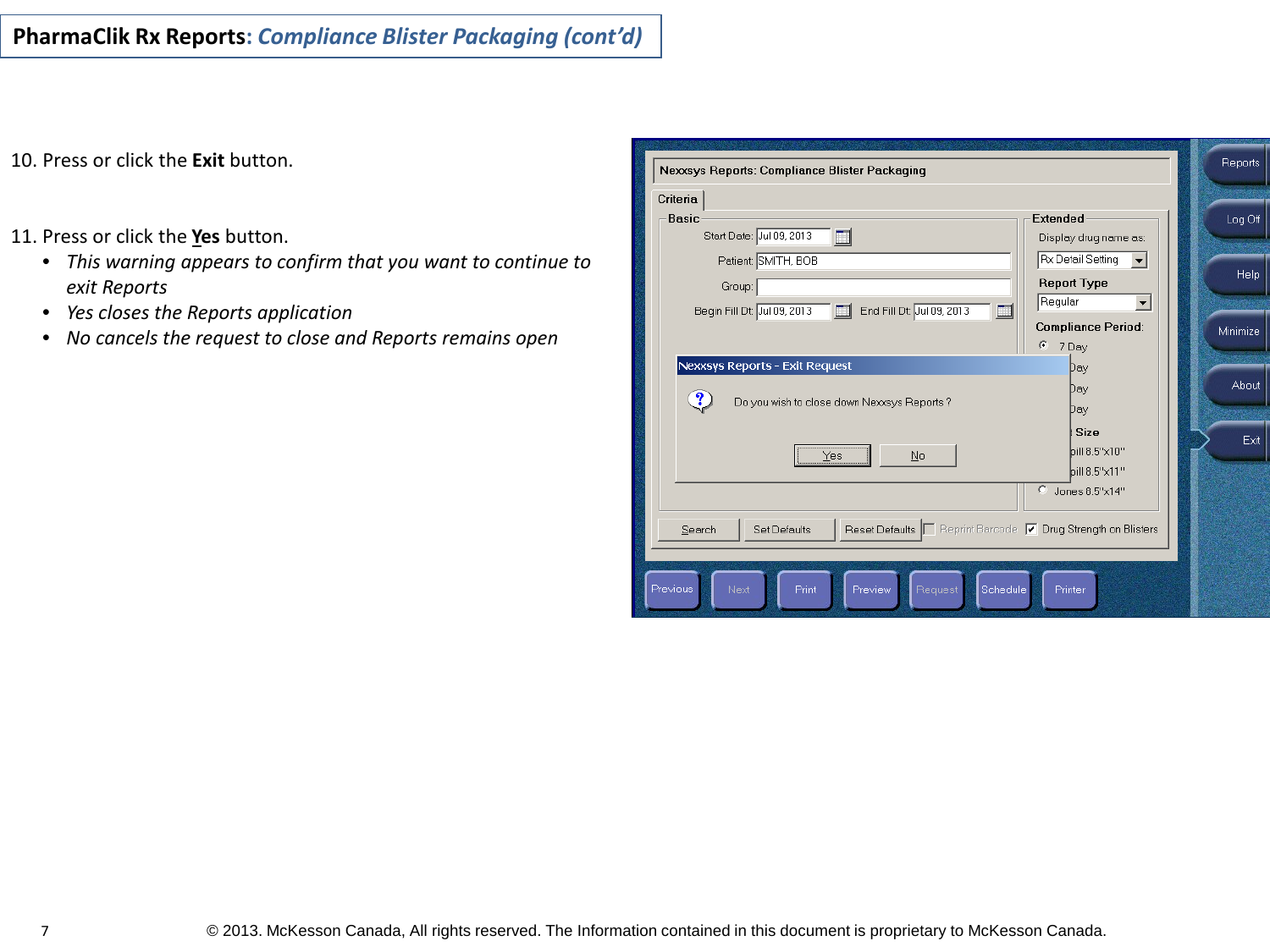# PharmaClik Rx Reports: *Compliance Blister Packaging (cont'd)*

10. Press or click the **Exit** button.

11. Press or click the **Yes** button.
    - *This warning appears to confirm that you want to continue to exit Reports*
    - *Yes closes the Reports application*
    - *No cancels the request to close and Reports remains open*